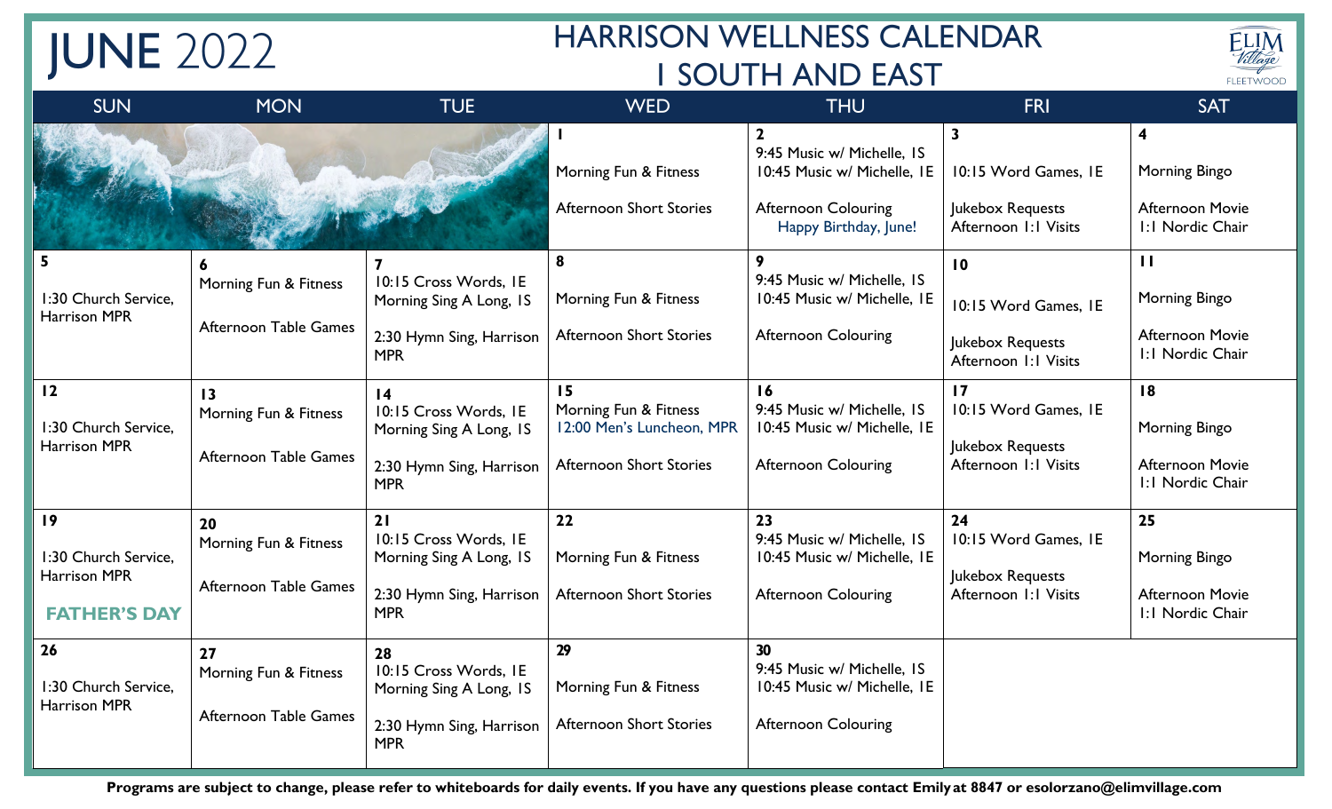# JUNE 2022

## HARRISON WELLNESS CALENDAR
## 1 SOUTH AND EAST

ELIM Village FLEETWOOD

| SUN | MON | TUE | WED | THU | FRI | SAT |
|---|---|---|---|---|---|---|
| | | | 1<br>Morning Fun & Fitness<br>Afternoon Short Stories | 2<br>9:45 Music w/ Michelle, 1S<br>10:45 Music w/ Michelle, 1E<br>Afternoon Colouring<br>Happy Birthday, June! | 3<br>10:15 Word Games, 1E<br>Jukebox Requests<br>Afternoon 1:1 Visits | 4<br>Morning Bingo<br>Afternoon Movie<br>1:1 Nordic Chair |
| 5<br>1:30 Church Service, Harrison MPR | 6<br>Morning Fun & Fitness<br>Afternoon Table Games | 7<br>10:15 Cross Words, 1E<br>Morning Sing A Long, 1S<br>2:30 Hymn Sing, Harrison MPR | 8<br>Morning Fun & Fitness<br>Afternoon Short Stories | 9<br>9:45 Music w/ Michelle, 1S<br>10:45 Music w/ Michelle, 1E<br>Afternoon Colouring | 10<br>10:15 Word Games, 1E<br>Jukebox Requests<br>Afternoon 1:1 Visits | 11<br>Morning Bingo<br>Afternoon Movie<br>1:1 Nordic Chair |
| 12<br>1:30 Church Service, Harrison MPR | 13<br>Morning Fun & Fitness<br>Afternoon Table Games | 14<br>10:15 Cross Words, 1E<br>Morning Sing A Long, 1S<br>2:30 Hymn Sing, Harrison MPR | 15<br>Morning Fun & Fitness<br>12:00 Men's Luncheon, MPR<br>Afternoon Short Stories | 16<br>9:45 Music w/ Michelle, 1S<br>10:45 Music w/ Michelle, 1E<br>Afternoon Colouring | 17<br>10:15 Word Games, 1E<br>Jukebox Requests<br>Afternoon 1:1 Visits | 18<br>Morning Bingo<br>Afternoon Movie<br>1:1 Nordic Chair |
| 19<br>1:30 Church Service, Harrison MPR<br>**FATHER'S DAY** | 20<br>Morning Fun & Fitness<br>Afternoon Table Games | 21<br>10:15 Cross Words, 1E<br>Morning Sing A Long, 1S<br>2:30 Hymn Sing, Harrison MPR | 22<br>Morning Fun & Fitness<br>Afternoon Short Stories | 23<br>9:45 Music w/ Michelle, 1S<br>10:45 Music w/ Michelle, 1E<br>Afternoon Colouring | 24<br>10:15 Word Games, 1E<br>Jukebox Requests<br>Afternoon 1:1 Visits | 25<br>Morning Bingo<br>Afternoon Movie<br>1:1 Nordic Chair |
| 26<br>1:30 Church Service, Harrison MPR | 27<br>Morning Fun & Fitness<br>Afternoon Table Games | 28<br>10:15 Cross Words, 1E<br>Morning Sing A Long, 1S<br>2:30 Hymn Sing, Harrison MPR | 29<br>Morning Fun & Fitness<br>Afternoon Short Stories | 30<br>9:45 Music w/ Michelle, 1S<br>10:45 Music w/ Michelle, 1E<br>Afternoon Colouring | | |

**Programs are subject to change, please refer to whiteboards for daily events. If you have any questions please contact Emily at 8847 or esolorzano@elimvillage.com**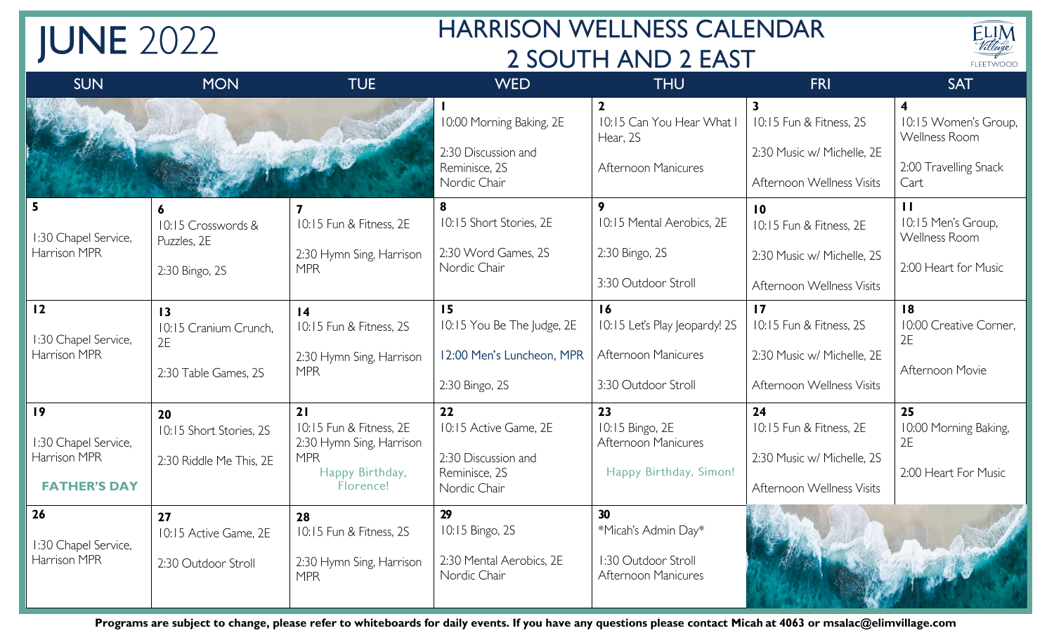# JUNE 2022

## HARRISON WELLNESS CALENDAR
## 2 SOUTH AND 2 EAST

ELIM Village FLEETWOOD

| SUN | MON | TUE | WED | THU | FRI | SAT |
|---|---|---|---|---|---|---|
| | | | **1** 10:00 Morning Baking, 2E<br>2:30 Discussion and Reminisce, 2S<br>Nordic Chair | **2** 10:15 Can You Hear What I Hear, 2S<br>Afternoon Manicures | **3** 10:15 Fun & Fitness, 2S<br>2:30 Music w/ Michelle, 2E<br>Afternoon Wellness Visits | **4** 10:15 Women's Group, Wellness Room<br>2:00 Travelling Snack Cart |
| **5** 1:30 Chapel Service, Harrison MPR | **6** 10:15 Crosswords & Puzzles, 2E<br>2:30 Bingo, 2S | **7** 10:15 Fun & Fitness, 2E<br>2:30 Hymn Sing, Harrison MPR | **8** 10:15 Short Stories, 2E<br>2:30 Word Games, 2S<br>Nordic Chair | **9** 10:15 Mental Aerobics, 2E<br>2:30 Bingo, 2S<br>3:30 Outdoor Stroll | **10** 10:15 Fun & Fitness, 2E<br>2:30 Music w/ Michelle, 2S<br>Afternoon Wellness Visits | **11** 10:15 Men's Group, Wellness Room<br>2:00 Heart for Music |
| **12** 1:30 Chapel Service, Harrison MPR | **13** 10:15 Cranium Crunch, 2E<br>2:30 Table Games, 2S | **14** 10:15 Fun & Fitness, 2S<br>2:30 Hymn Sing, Harrison MPR | **15** 10:15 You Be The Judge, 2E<br>12:00 Men's Luncheon, MPR<br>2:30 Bingo, 2S | **16** 10:15 Let's Play Jeopardy! 2S<br>Afternoon Manicures<br>3:30 Outdoor Stroll | **17** 10:15 Fun & Fitness, 2S<br>2:30 Music w/ Michelle, 2E<br>Afternoon Wellness Visits | **18** 10:00 Creative Corner, 2E<br>Afternoon Movie |
| **19** 1:30 Chapel Service, Harrison MPR<br>**FATHER'S DAY** | **20** 10:15 Short Stories, 2S<br>2:30 Riddle Me This, 2E | **21** 10:15 Fun & Fitness, 2E<br>2:30 Hymn Sing, Harrison MPR<br>Happy Birthday, Florence! | **22** 10:15 Active Game, 2E<br>2:30 Discussion and Reminisce, 2S<br>Nordic Chair | **23** 10:15 Bingo, 2E<br>Afternoon Manicures<br>Happy Birthday, Simon! | **24** 10:15 Fun & Fitness, 2E<br>2:30 Music w/ Michelle, 2S<br>Afternoon Wellness Visits | **25** 10:00 Morning Baking, 2E<br>2:00 Heart For Music |
| **26** 1:30 Chapel Service, Harrison MPR | **27** 10:15 Active Game, 2E<br>2:30 Outdoor Stroll | **28** 10:15 Fun & Fitness, 2S<br>2:30 Hymn Sing, Harrison MPR | **29** 10:15 Bingo, 2S<br>2:30 Mental Aerobics, 2E<br>Nordic Chair | **30** *Micah's Admin Day*<br>1:30 Outdoor Stroll<br>Afternoon Manicures | | |

**Programs are subject to change, please refer to whiteboards for daily events. If you have any questions please contact Micah at 4063 or msalac@elimvillage.com**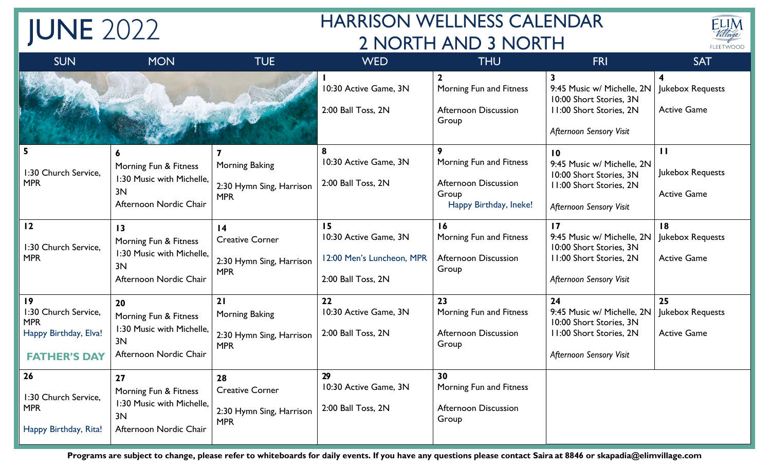# JUNE 2022

## HARRISON WELLNESS CALENDAR
## 2 NORTH AND 3 NORTH

| SUN | MON | TUE | WED | THU | FRI | SAT |
|---|---|---|---|---|---|---|
| | | | **1**<br>10:30 Active Game, 3N<br><br>2:00 Ball Toss, 2N | **2**<br>Morning Fun and Fitness<br><br>Afternoon Discussion Group | **3**<br>9:45 Music w/ Michelle, 2N<br>10:00 Short Stories, 3N<br>11:00 Short Stories, 2N<br><br>*Afternoon Sensory Visit* | **4**<br>Jukebox Requests<br><br>Active Game |
| **5**<br><br>1:30 Church Service, MPR | **6**<br>Morning Fun & Fitness<br>1:30 Music with Michelle, 3N<br>Afternoon Nordic Chair | **7**<br>Morning Baking<br><br>2:30 Hymn Sing, Harrison MPR | **8**<br>10:30 Active Game, 3N<br><br>2:00 Ball Toss, 2N | **9**<br>Morning Fun and Fitness<br><br>Afternoon Discussion Group<br>Happy Birthday, Ineke! | **10**<br>9:45 Music w/ Michelle, 2N<br>10:00 Short Stories, 3N<br>11:00 Short Stories, 2N<br><br>*Afternoon Sensory Visit* | **11**<br><br>Jukebox Requests<br><br>Active Game |
| **12**<br><br>1:30 Church Service, MPR | **13**<br>Morning Fun & Fitness<br>1:30 Music with Michelle, 3N<br>Afternoon Nordic Chair | **14**<br>Creative Corner<br><br>2:30 Hymn Sing, Harrison MPR | **15**<br>10:30 Active Game, 3N<br><br>12:00 Men's Luncheon, MPR<br><br>2:00 Ball Toss, 2N | **16**<br>Morning Fun and Fitness<br><br>Afternoon Discussion Group | **17**<br>9:45 Music w/ Michelle, 2N<br>10:00 Short Stories, 3N<br>11:00 Short Stories, 2N<br><br>*Afternoon Sensory Visit* | **18**<br>Jukebox Requests<br><br>Active Game |
| **19**<br>1:30 Church Service, MPR<br>Happy Birthday, Elva!<br><br>**FATHER'S DAY** | **20**<br>Morning Fun & Fitness<br>1:30 Music with Michelle, 3N<br>Afternoon Nordic Chair | **21**<br>Morning Baking<br><br>2:30 Hymn Sing, Harrison MPR | **22**<br>10:30 Active Game, 3N<br><br>2:00 Ball Toss, 2N | **23**<br>Morning Fun and Fitness<br><br>Afternoon Discussion Group | **24**<br>9:45 Music w/ Michelle, 2N<br>10:00 Short Stories, 3N<br>11:00 Short Stories, 2N<br><br>*Afternoon Sensory Visit* | **25**<br>Jukebox Requests<br><br>Active Game |
| **26**<br><br>1:30 Church Service, MPR<br><br>Happy Birthday, Rita! | **27**<br>Morning Fun & Fitness<br>1:30 Music with Michelle, 3N<br>Afternoon Nordic Chair | **28**<br>Creative Corner<br><br>2:30 Hymn Sing, Harrison MPR | **29**<br>10:30 Active Game, 3N<br><br>2:00 Ball Toss, 2N | **30**<br>Morning Fun and Fitness<br><br>Afternoon Discussion Group | | |

**Programs are subject to change, please refer to whiteboards for daily events. If you have any questions please contact Saira at 8846 or skapadia@elimvillage.com**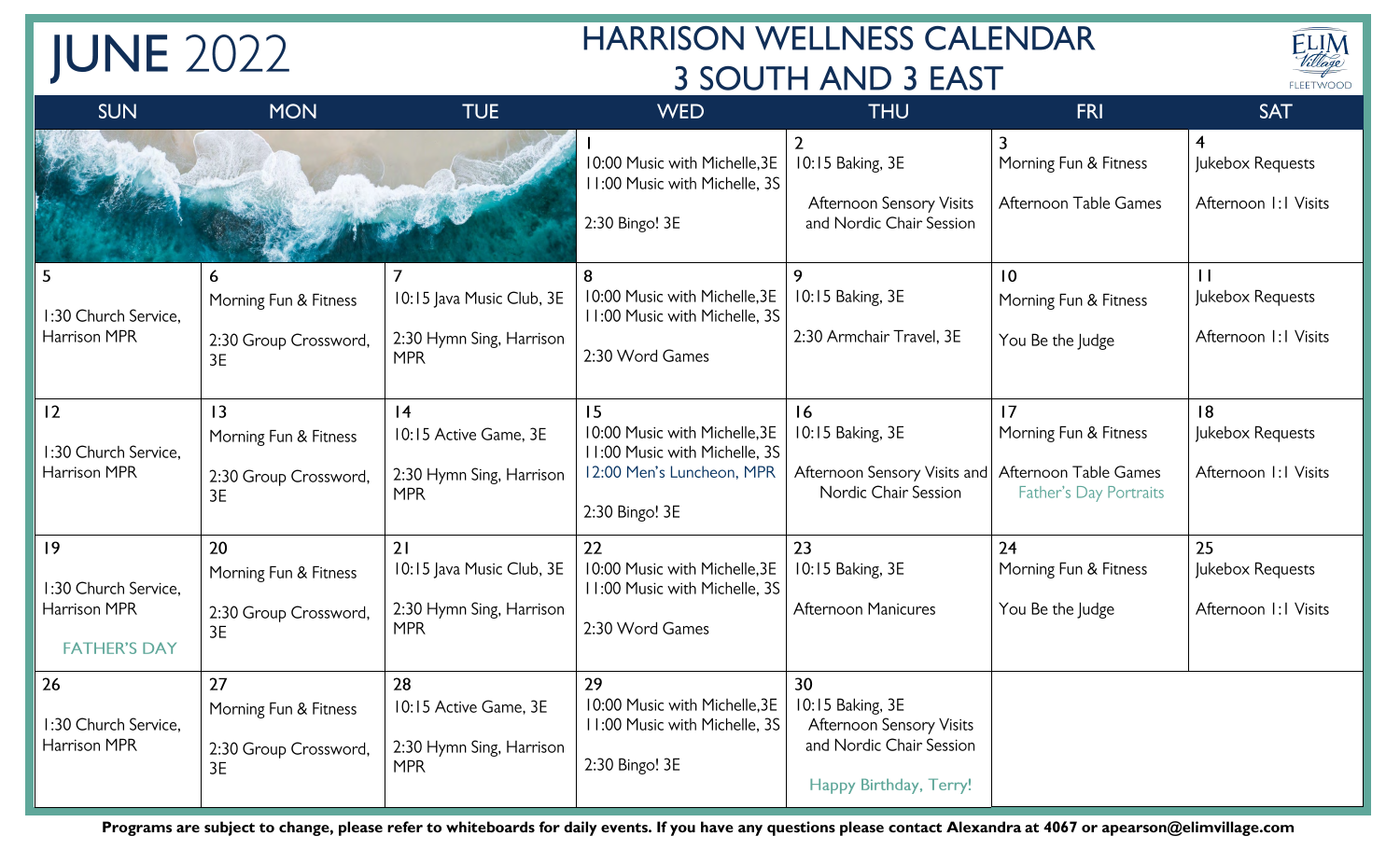# JUNE 2022

## HARRISON WELLNESS CALENDAR
## 3 SOUTH AND 3 EAST

ELIM Village FLEETWOOD

| SUN | MON | TUE | WED | THU | FRI | SAT |
|---|---|---|---|---|---|---|
| | | | 1<br>10:00 Music with Michelle,3E<br>11:00 Music with Michelle, 3S<br>2:30 Bingo! 3E | 2<br>10:15 Baking, 3E<br>Afternoon Sensory Visits and Nordic Chair Session | 3<br>Morning Fun & Fitness<br>Afternoon Table Games | 4<br>Jukebox Requests<br>Afternoon 1:1 Visits |
| 5<br>1:30 Church Service, Harrison MPR | 6<br>Morning Fun & Fitness<br>2:30 Group Crossword, 3E | 7<br>10:15 Java Music Club, 3E<br>2:30 Hymn Sing, Harrison MPR | 8<br>10:00 Music with Michelle,3E<br>11:00 Music with Michelle, 3S<br>2:30 Word Games | 9<br>10:15 Baking, 3E<br>2:30 Armchair Travel, 3E | 10<br>Morning Fun & Fitness<br>You Be the Judge | 11<br>Jukebox Requests<br>Afternoon 1:1 Visits |
| 12<br>1:30 Church Service, Harrison MPR | 13<br>Morning Fun & Fitness<br>2:30 Group Crossword, 3E | 14<br>10:15 Active Game, 3E<br>2:30 Hymn Sing, Harrison MPR | 15<br>10:00 Music with Michelle,3E<br>11:00 Music with Michelle, 3S<br>12:00 Men's Luncheon, MPR<br>2:30 Bingo! 3E | 16<br>10:15 Baking, 3E<br>Afternoon Sensory Visits and Nordic Chair Session | 17<br>Morning Fun & Fitness<br>Afternoon Table Games<br>Father's Day Portraits | 18<br>Jukebox Requests<br>Afternoon 1:1 Visits |
| 19<br>1:30 Church Service, Harrison MPR<br>FATHER'S DAY | 20<br>Morning Fun & Fitness<br>2:30 Group Crossword, 3E | 21<br>10:15 Java Music Club, 3E<br>2:30 Hymn Sing, Harrison MPR | 22<br>10:00 Music with Michelle,3E<br>11:00 Music with Michelle, 3S<br>2:30 Word Games | 23<br>10:15 Baking, 3E<br>Afternoon Manicures | 24<br>Morning Fun & Fitness<br>You Be the Judge | 25<br>Jukebox Requests<br>Afternoon 1:1 Visits |
| 26<br>1:30 Church Service, Harrison MPR | 27<br>Morning Fun & Fitness<br>2:30 Group Crossword, 3E | 28<br>10:15 Active Game, 3E<br>2:30 Hymn Sing, Harrison MPR | 29<br>10:00 Music with Michelle,3E<br>11:00 Music with Michelle, 3S<br>2:30 Bingo! 3E | 30<br>10:15 Baking, 3E<br>Afternoon Sensory Visits and Nordic Chair Session<br>Happy Birthday, Terry! | | |

**Programs are subject to change, please refer to whiteboards for daily events. If you have any questions please contact Alexandra at 4067 or apearson@elimvillage.com**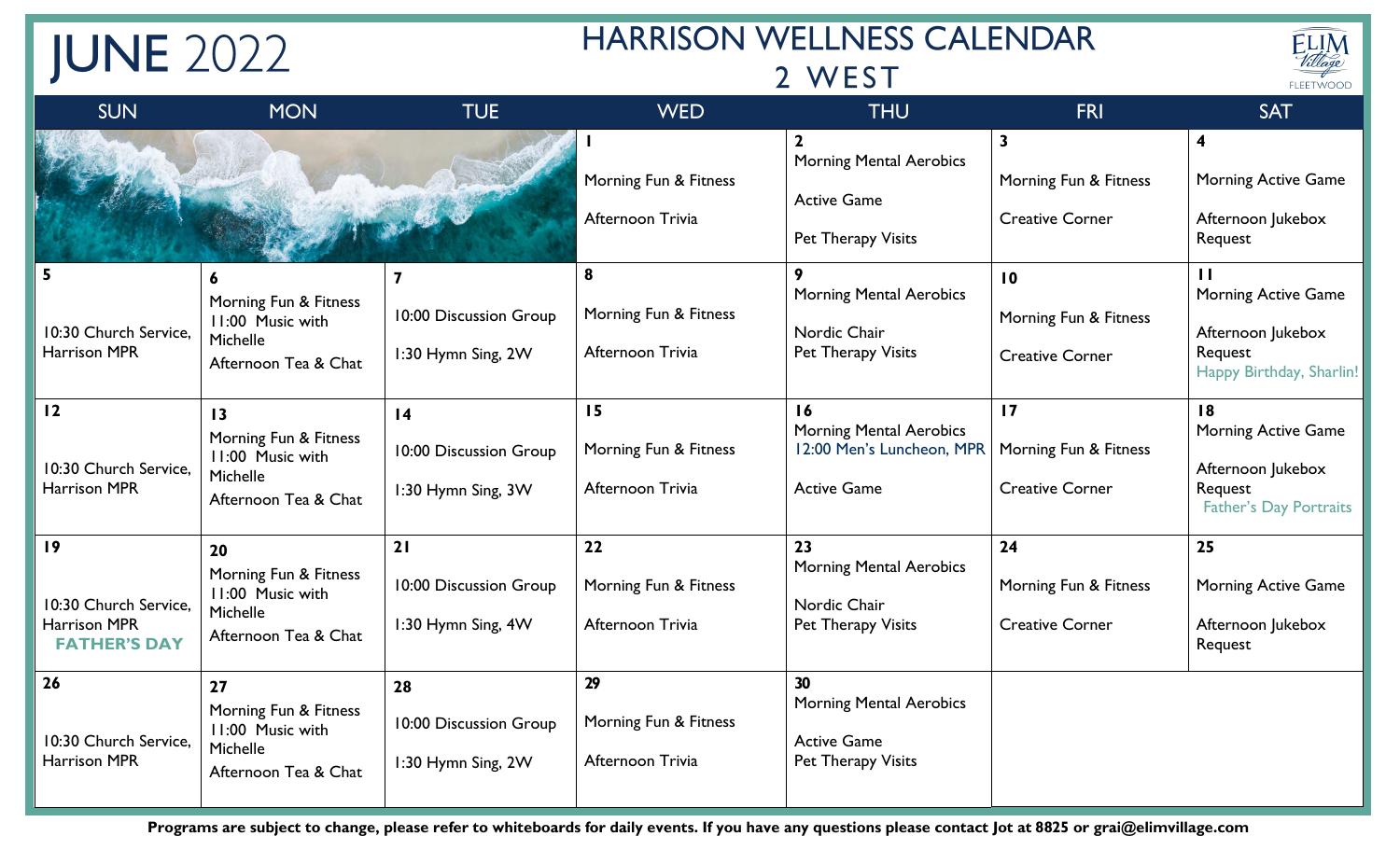# JUNE 2022

## HARRISON WELLNESS CALENDAR
## 2 WEST

ELIM Village FLEETWOOD

| SUN | MON | TUE | WED | THU | FRI | SAT |
|---|---|---|---|---|---|---|
| | | | **1**<br>Morning Fun & Fitness<br>Afternoon Trivia | **2**<br>Morning Mental Aerobics<br>Active Game<br>Pet Therapy Visits | **3**<br>Morning Fun & Fitness<br>Creative Corner | **4**<br>Morning Active Game<br>Afternoon Jukebox Request |
| **5**<br>10:30 Church Service, Harrison MPR | **6**<br>Morning Fun & Fitness<br>11:00 Music with Michelle<br>Afternoon Tea & Chat | **7**<br>10:00 Discussion Group<br>1:30 Hymn Sing, 2W | **8**<br>Morning Fun & Fitness<br>Afternoon Trivia | **9**<br>Morning Mental Aerobics<br>Nordic Chair<br>Pet Therapy Visits | **10**<br>Morning Fun & Fitness<br>Creative Corner | **11**<br>Morning Active Game<br>Afternoon Jukebox Request<br>Happy Birthday, Sharlin! |
| **12**<br>10:30 Church Service, Harrison MPR | **13**<br>Morning Fun & Fitness<br>11:00 Music with Michelle<br>Afternoon Tea & Chat | **14**<br>10:00 Discussion Group<br>1:30 Hymn Sing, 3W | **15**<br>Morning Fun & Fitness<br>Afternoon Trivia | **16**<br>Morning Mental Aerobics<br>12:00 Men's Luncheon, MPR<br>Active Game | **17**<br>Morning Fun & Fitness<br>Creative Corner | **18**<br>Morning Active Game<br>Afternoon Jukebox Request<br>Father's Day Portraits |
| **19**<br>10:30 Church Service, Harrison MPR<br>**FATHER'S DAY** | **20**<br>Morning Fun & Fitness<br>11:00 Music with Michelle<br>Afternoon Tea & Chat | **21**<br>10:00 Discussion Group<br>1:30 Hymn Sing, 4W | **22**<br>Morning Fun & Fitness<br>Afternoon Trivia | **23**<br>Morning Mental Aerobics<br>Nordic Chair<br>Pet Therapy Visits | **24**<br>Morning Fun & Fitness<br>Creative Corner | **25**<br>Morning Active Game<br>Afternoon Jukebox Request |
| **26**<br>10:30 Church Service, Harrison MPR | **27**<br>Morning Fun & Fitness<br>11:00 Music with Michelle<br>Afternoon Tea & Chat | **28**<br>10:00 Discussion Group<br>1:30 Hymn Sing, 2W | **29**<br>Morning Fun & Fitness<br>Afternoon Trivia | **30**<br>Morning Mental Aerobics<br>Active Game<br>Pet Therapy Visits | | |

**Programs are subject to change, please refer to whiteboards for daily events. If you have any questions please contact Jot at 8825 or grai@elimvillage.com**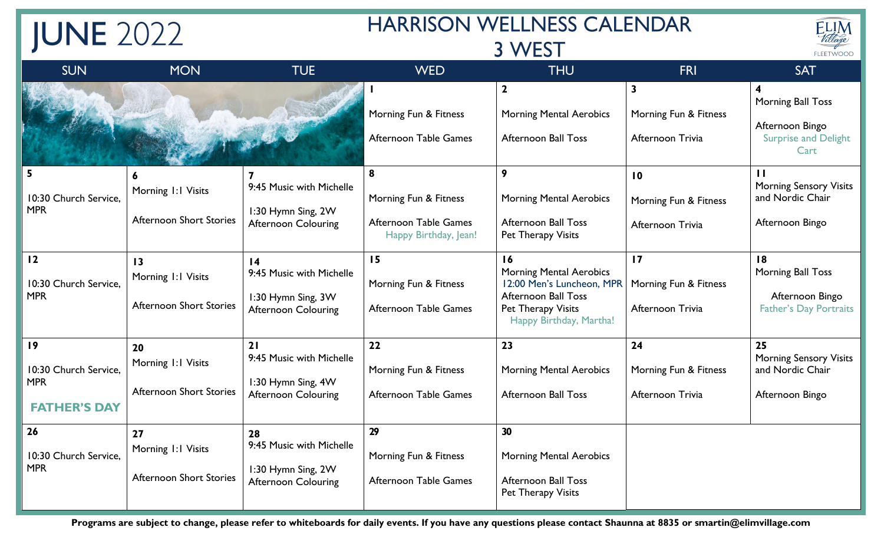# JUNE 2022

## HARRISON WELLNESS CALENDAR
## 3 WEST

ELIM Village FLEETWOOD

| SUN | MON | TUE | WED | THU | FRI | SAT |
|---|---|---|---|---|---|---|
| | | | **1**<br>Morning Fun & Fitness<br>Afternoon Table Games | **2**<br>Morning Mental Aerobics<br>Afternoon Ball Toss | **3**<br>Morning Fun & Fitness<br>Afternoon Trivia | **4**<br>Morning Ball Toss<br>Afternoon Bingo<br>Surprise and Delight Cart |
| **5**<br>10:30 Church Service, MPR | **6**<br>Morning 1:1 Visits<br>Afternoon Short Stories | **7**<br>9:45 Music with Michelle<br>1:30 Hymn Sing, 2W<br>Afternoon Colouring | **8**<br>Morning Fun & Fitness<br>Afternoon Table Games<br>Happy Birthday, Jean! | **9**<br>Morning Mental Aerobics<br>Afternoon Ball Toss<br>Pet Therapy Visits | **10**<br>Morning Fun & Fitness<br>Afternoon Trivia | **11**<br>Morning Sensory Visits and Nordic Chair<br>Afternoon Bingo |
| **12**<br>10:30 Church Service, MPR | **13**<br>Morning 1:1 Visits<br>Afternoon Short Stories | **14**<br>9:45 Music with Michelle<br>1:30 Hymn Sing, 3W<br>Afternoon Colouring | **15**<br>Morning Fun & Fitness<br>Afternoon Table Games | **16**<br>Morning Mental Aerobics<br>12:00 Men's Luncheon, MPR<br>Afternoon Ball Toss<br>Pet Therapy Visits<br>Happy Birthday, Martha! | **17**<br>Morning Fun & Fitness<br>Afternoon Trivia | **18**<br>Morning Ball Toss<br>Afternoon Bingo<br>Father's Day Portraits |
| **19**<br>10:30 Church Service, MPR<br>**FATHER'S DAY** | **20**<br>Morning 1:1 Visits<br>Afternoon Short Stories | **21**<br>9:45 Music with Michelle<br>1:30 Hymn Sing, 4W<br>Afternoon Colouring | **22**<br>Morning Fun & Fitness<br>Afternoon Table Games | **23**<br>Morning Mental Aerobics<br>Afternoon Ball Toss | **24**<br>Morning Fun & Fitness<br>Afternoon Trivia | **25**<br>Morning Sensory Visits and Nordic Chair<br>Afternoon Bingo |
| **26**<br>10:30 Church Service, MPR | **27**<br>Morning 1:1 Visits<br>Afternoon Short Stories | **28**<br>9:45 Music with Michelle<br>1:30 Hymn Sing, 2W<br>Afternoon Colouring | **29**<br>Morning Fun & Fitness<br>Afternoon Table Games | **30**<br>Morning Mental Aerobics<br>Afternoon Ball Toss<br>Pet Therapy Visits | | |

**Programs are subject to change, please refer to whiteboards for daily events. If you have any questions please contact Shaunna at 8835 or smartin@elimvillage.com**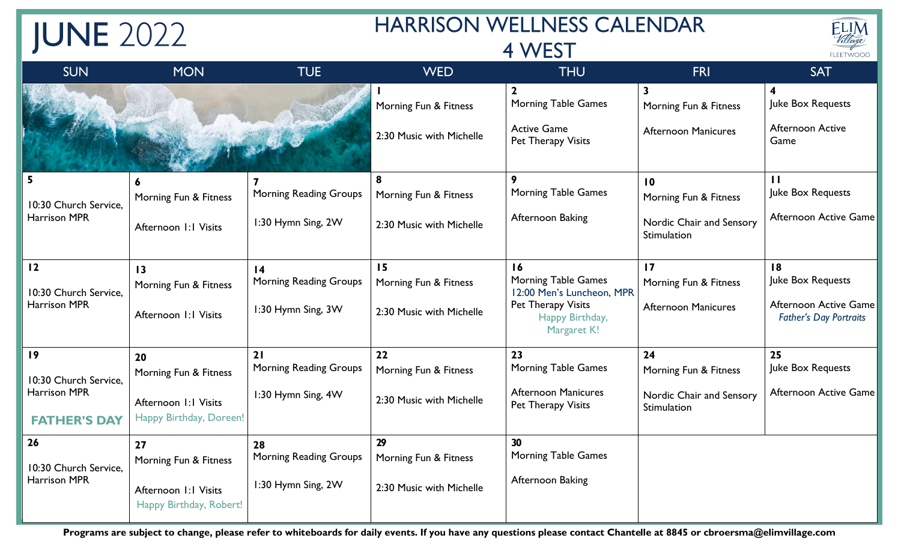# JUNE 2022

## HARRISON WELLNESS CALENDAR
## 4 WEST

ELIM Village FLEETWOOD

| SUN | MON | TUE | WED | THU | FRI | SAT |
|---|---|---|---|---|---|---|
| | | | **1** Morning Fun & Fitness<br>2:30 Music with Michelle | **2** Morning Table Games<br>Active Game<br>Pet Therapy Visits | **3** Morning Fun & Fitness<br>Afternoon Manicures | **4** Juke Box Requests<br>Afternoon Active Game |
| **5** 10:30 Church Service, Harrison MPR | **6** Morning Fun & Fitness<br>Afternoon 1:1 Visits | **7** Morning Reading Groups<br>1:30 Hymn Sing, 2W | **8** Morning Fun & Fitness<br>2:30 Music with Michelle | **9** Morning Table Games<br>Afternoon Baking | **10** Morning Fun & Fitness<br>Nordic Chair and Sensory Stimulation | **11** Juke Box Requests<br>Afternoon Active Game |
| **12** 10:30 Church Service, Harrison MPR | **13** Morning Fun & Fitness<br>Afternoon 1:1 Visits | **14** Morning Reading Groups<br>1:30 Hymn Sing, 3W | **15** Morning Fun & Fitness<br>2:30 Music with Michelle | **16** Morning Table Games<br>12:00 Men's Luncheon, MPR<br>Pet Therapy Visits<br>Happy Birthday, Margaret K! | **17** Morning Fun & Fitness<br>Afternoon Manicures | **18** Juke Box Requests<br>Afternoon Active Game<br>*Father's Day Portraits* |
| **19** 10:30 Church Service, Harrison MPR<br>**FATHER'S DAY** | **20** Morning Fun & Fitness<br>Afternoon 1:1 Visits<br>Happy Birthday, Doreen! | **21** Morning Reading Groups<br>1:30 Hymn Sing, 4W | **22** Morning Fun & Fitness<br>2:30 Music with Michelle | **23** Morning Table Games<br>Afternoon Manicures<br>Pet Therapy Visits | **24** Morning Fun & Fitness<br>Nordic Chair and Sensory Stimulation | **25** Juke Box Requests<br>Afternoon Active Game |
| **26** 10:30 Church Service, Harrison MPR | **27** Morning Fun & Fitness<br>Afternoon 1:1 Visits<br>Happy Birthday, Robert! | **28** Morning Reading Groups<br>1:30 Hymn Sing, 2W | **29** Morning Fun & Fitness<br>2:30 Music with Michelle | **30** Morning Table Games<br>Afternoon Baking | | |

**Programs are subject to change, please refer to whiteboards for daily events. If you have any questions please contact Chantelle at 8845 or cbroersma@elimvillage.com**